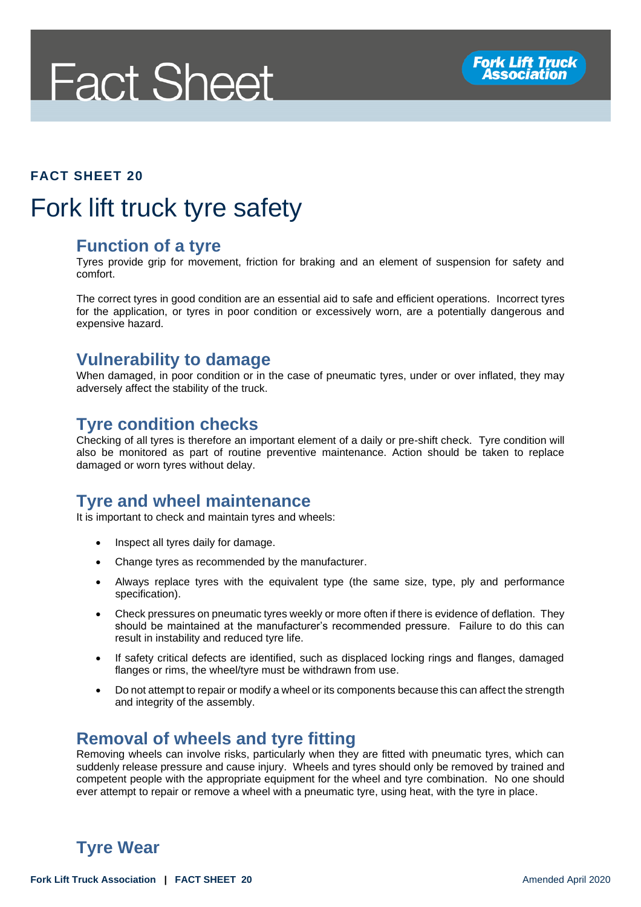# Fact Sheet

**FACT SHEET 20**

# Fork lift truck tyre safety

## Function of a tyre

Tyres provide grip for movement, friction for braking and an element of suspension for safety and comfort.

The correct tyres in good condition are an essential aid to safe and efficient operations. Incorrect tyres for the application, or tyres in poor condition or excessively worn, are a potentially dangerous and expensive hazard.

## Vulnerability to damage

When damaged, in poor condition or in the case of pneumatic tyres, under or over inflated, they may adversely affect the stability of the truck.

## Tyre condition checks

Checking of all tyres is therefore an important element of a daily or pre-shift check. Tyre condition will also be monitored as part of routine preventive maintenance. Action should be taken to replace damaged or worn tyres without delay.

## Tyre and wheel maintenance

It is important to check and maintain tyres and wheels:

- Inspect all tyres daily for damage.
- Change tyres as recommended by the manufacturer.
- Always replace tyres with the equivalent type (the same size, type, ply and performance specification).
- Check pressures on pneumatic tyres weekly or more often if there is evidence of deflation. They should be maintained at the manufacturer's recommended pressure. Failure to do this can result in instability and reduced tyre life.
- If safety critical defects are identified, such as displaced locking rings and flanges, damaged flanges or rims, the wheel/tyre must be withdrawn from use.
- Do not attempt to repair or modify a wheel or its components because this can affect the strength and integrity of the assembly.

## Removal of wheels and tyre fitting

Removing wheels can involve risks, particularly when they are fitted with pneumatic tyres, which can suddenly release pressure and cause injury. Wheels and tyres should only be removed by trained and competent people with the appropriate equipment for the wheel and tyre combination. No one should ever attempt to repair or remove a wheel with a pneumatic tyre, using heat, with the tyre in place.

## Tyre Wear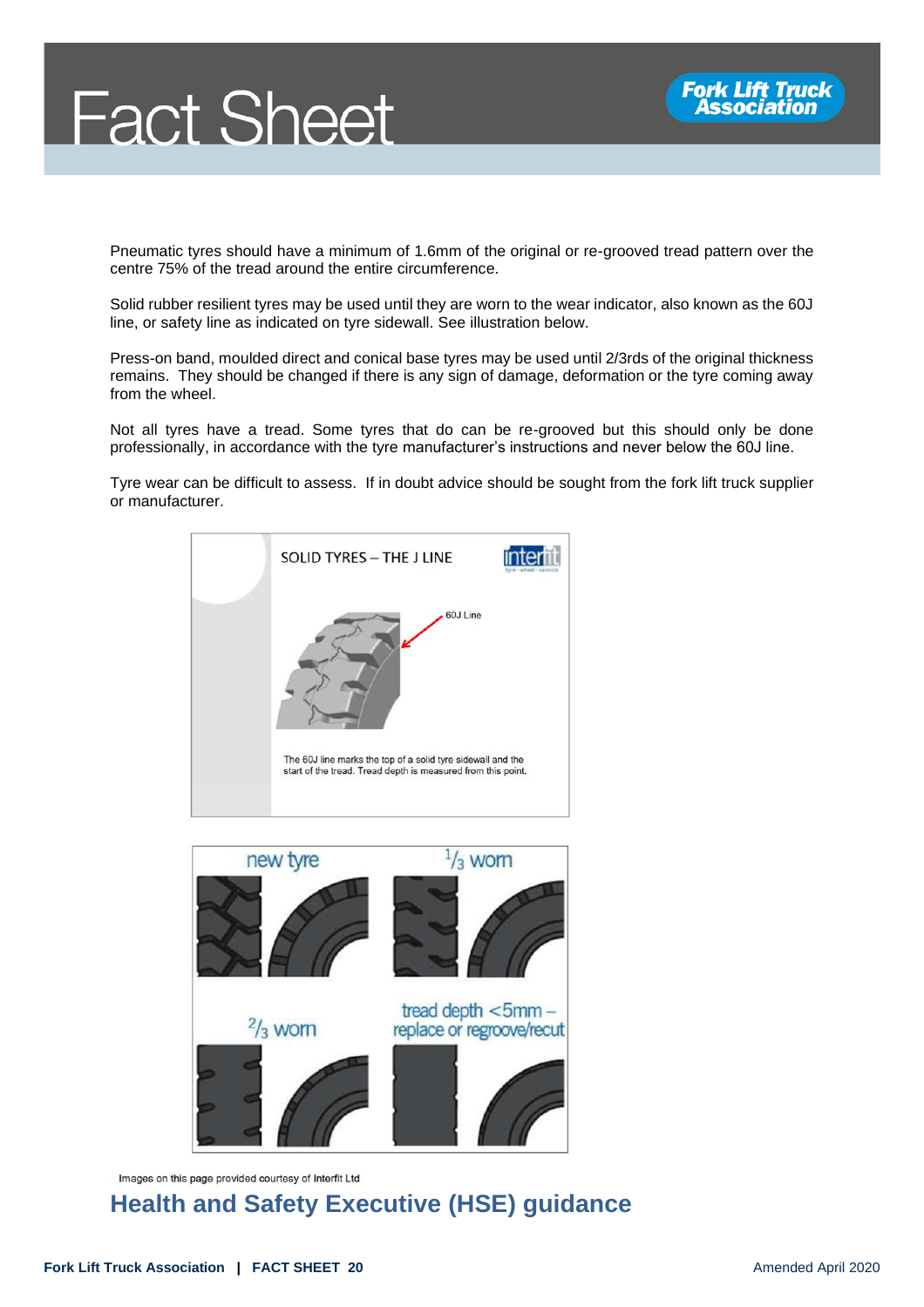Pneumatic tyres should have a minimum of 1.6mm of the original or re-grooved tread pattern over the centre 75% of the tread around the entire circumference.

Solid rubber resilient tyres may be used until they are worn to the wear indicator, also known as the 60J line, or safety line as indicated on tyre sidewall. See illustration below.

Press-on band, moulded direct and conical base tyres may be used until 2/3rds of the original thickness remains. They should be changed if there is any sign of damage, deformation or the tyre coming away from the wheel.

Not all tyres have a tread. Some tyres that do can be re-grooved but this should only be done professionally, in accordance with the tyre manufacturer's instructions and never below the 60J line.

Tyre wear can be difficult to assess. If in doubt advice should be sought from the fork lift truck supplier or manufacturer.

SOLID TYRES – THE J LINE

60J Line

The 60J line marks the top of a solid tyre sidewall and the start of the tread. Tread depth is measured from this point.

new tyre

1/3 worn

2/3 worn

tread depth <5mm – replace or regroove/recut

Images on this page provided courtesy of Interfit Ltd

## Health and Safety Executive (HSE) guidance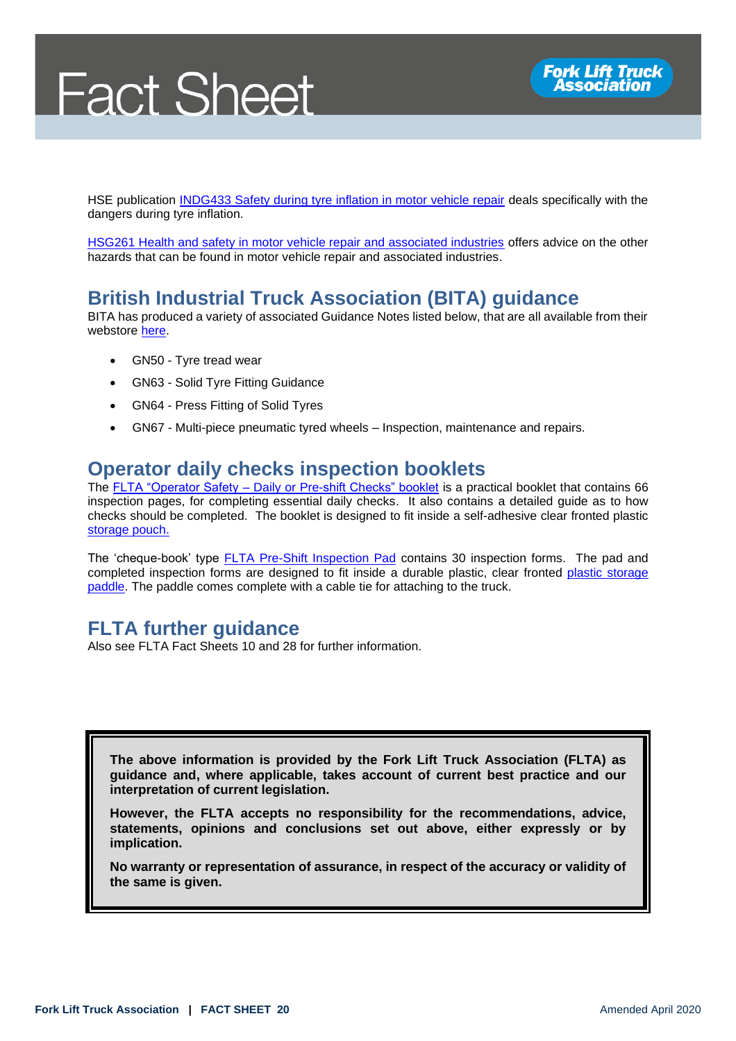HSE publication [INDG433 Safety during tyre inflation in motor vehicle repair] deals specifically with the dangers during tyre inflation.

[HSG261 Health and safety in motor vehicle repair and associated industries] offers advice on the other hazards that can be found in motor vehicle repair and associated industries.

## British Industrial Truck Association (BITA) guidance

BITA has produced a variety of associated Guidance Notes listed below, that are all available from their webstore [here].

- GN50 - Tyre tread wear
- GN63 - Solid Tyre Fitting Guidance
- GN64 - Press Fitting of Solid Tyres
- GN67 - Multi-piece pneumatic tyred wheels – Inspection, maintenance and repairs.

## Operator daily checks inspection booklets

The [FLTA "Operator Safety – Daily or Pre-shift Checks" booklet] is a practical booklet that contains 66 inspection pages, for completing essential daily checks. It also contains a detailed guide as to how checks should be completed. The booklet is designed to fit inside a self-adhesive clear fronted plastic [storage pouch.]

The 'cheque-book' type [FLTA Pre-Shift Inspection Pad] contains 30 inspection forms. The pad and completed inspection forms are designed to fit inside a durable plastic, clear fronted [plastic storage paddle]. The paddle comes complete with a cable tie for attaching to the truck.

## FLTA further guidance

Also see FLTA Fact Sheets 10 and 28 for further information.

**The above information is provided by the Fork Lift Truck Association (FLTA) as guidance and, where applicable, takes account of current best practice and our interpretation of current legislation.**

**However, the FLTA accepts no responsibility for the recommendations, advice, statements, opinions and conclusions set out above, either expressly or by implication.**

**No warranty or representation of assurance, in respect of the accuracy or validity of the same is given.**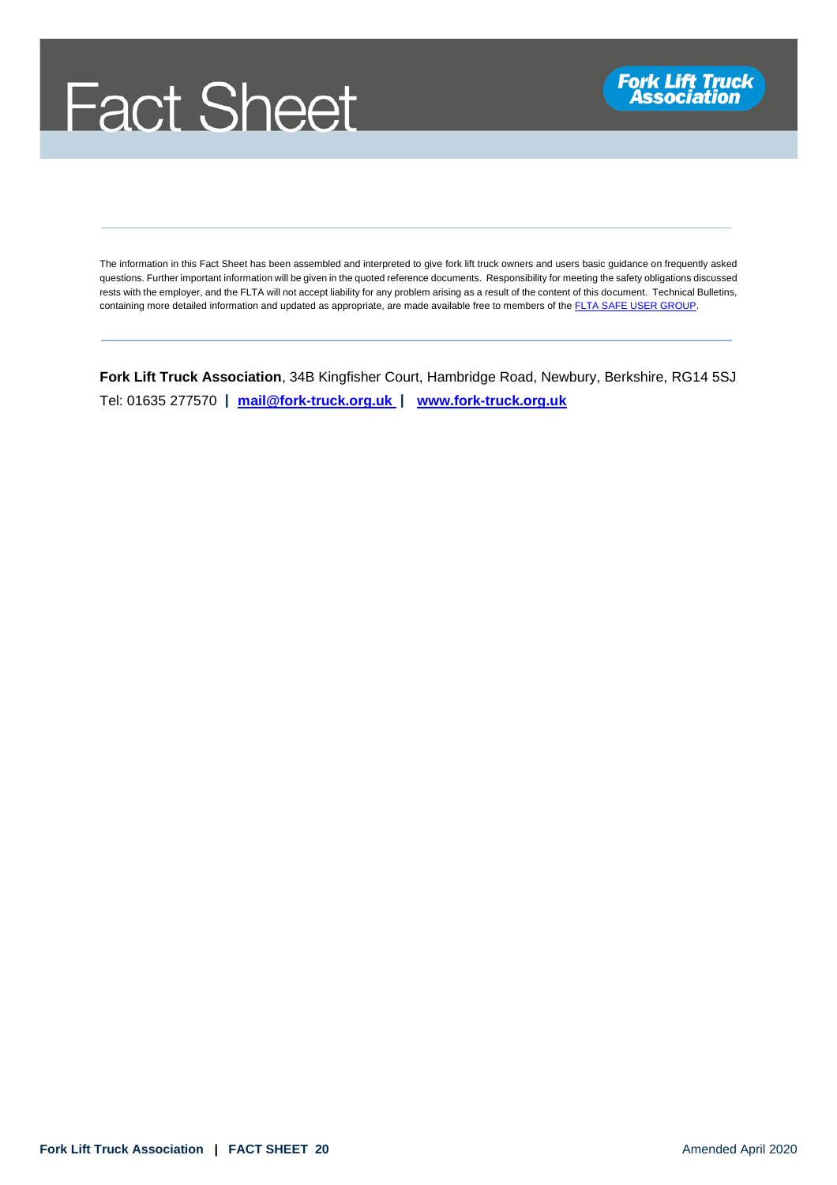# Fact Sheet

The information in this Fact Sheet has been assembled and interpreted to give fork lift truck owners and users basic guidance on frequently asked questions. Further important information will be given in the quoted reference documents. Responsibility for meeting the safety obligations discussed rests with the employer, and the FLTA will not accept liability for any problem arising as a result of the content of this document. Technical Bulletins, containing more detailed information and updated as appropriate, are made available free to members of the FLTA SAFE USER GROUP.

**Fork Lift Truck Association**, 34B Kingfisher Court, Hambridge Road, Newbury, Berkshire, RG14 5SJ

Tel: 01635 277570 | **mail@fork-truck.org.uk** | **www.fork-truck.org.uk**